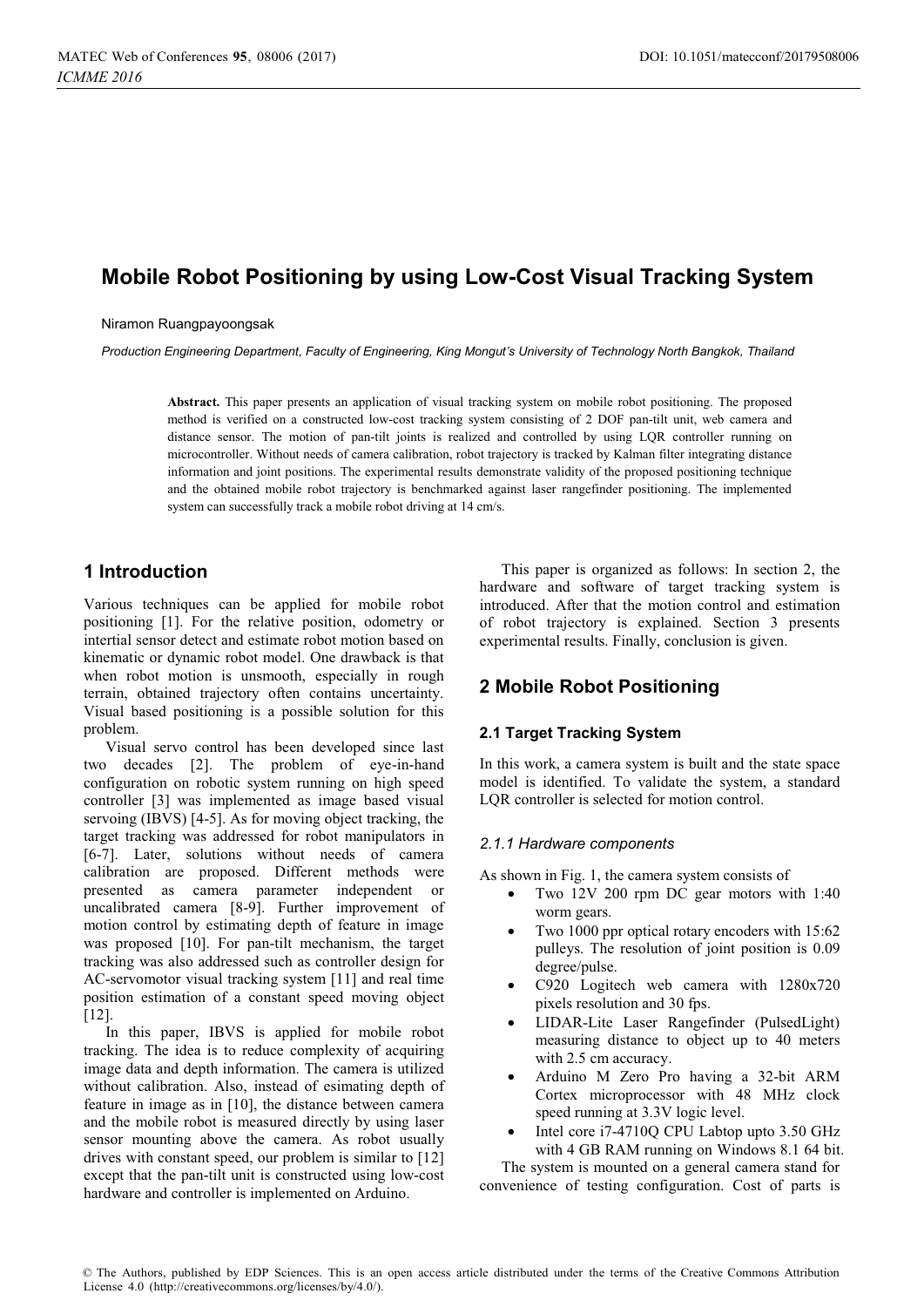# Mobile Robot Positioning by using Low-Cost Visual Tracking System

Niramon Ruangpayoongsak

*Production Engineering Department, Faculty of Engineering, King Mongut's University of Technology North Bangkok, Thailand*

**Abstract.** This paper presents an application of visual tracking system on mobile robot positioning. The proposed method is verified on a constructed low-cost tracking system consisting of 2 DOF pan-tilt unit, web camera and distance sensor. The motion of pan-tilt joints is realized and controlled by using LQR controller running on microcontroller. Without needs of camera calibration, robot trajectory is tracked by Kalman filter integrating distance information and joint positions. The experimental results demonstrate validity of the proposed positioning technique and the obtained mobile robot trajectory is benchmarked against laser rangefinder positioning. The implemented system can successfully track a mobile robot driving at 14 cm/s.

## 1 Introduction

Various techniques can be applied for mobile robot positioning [1]. For the relative position, odometry or intertial sensor detect and estimate robot motion based on kinematic or dynamic robot model. One drawback is that when robot motion is unsmooth, especially in rough terrain, obtained trajectory often contains uncertainty. Visual based positioning is a possible solution for this problem.

Visual servo control has been developed since last two decades [2]. The problem of eye-in-hand configuration on robotic system running on high speed controller [3] was implemented as image based visual servoing (IBVS) [4-5]. As for moving object tracking, the target tracking was addressed for robot manipulators in [6-7]. Later, solutions without needs of camera calibration are proposed. Different methods were presented as camera parameter independent or uncalibrated camera [8-9]. Further improvement of motion control by estimating depth of feature in image was proposed [10]. For pan-tilt mechanism, the target tracking was also addressed such as controller design for AC-servomotor visual tracking system [11] and real time position estimation of a constant speed moving object [12].

In this paper, IBVS is applied for mobile robot tracking. The idea is to reduce complexity of acquiring image data and depth information. The camera is utilized without calibration. Also, instead of esimating depth of feature in image as in [10], the distance between camera and the mobile robot is measured directly by using laser sensor mounting above the camera. As robot usually drives with constant speed, our problem is similar to [12] except that the pan-tilt unit is constructed using low-cost hardware and controller is implemented on Arduino.

This paper is organized as follows: In section 2, the hardware and software of target tracking system is introduced. After that the motion control and estimation of robot trajectory is explained. Section 3 presents experimental results. Finally, conclusion is given.

## 2 Mobile Robot Positioning

### 2.1 Target Tracking System

In this work, a camera system is built and the state space model is identified. To validate the system, a standard LQR controller is selected for motion control.

#### *2.1.1 Hardware components*

As shown in Fig. 1, the camera system consists of

- Two 12V 200 rpm DC gear motors with 1:40 worm gears.
- Two 1000 ppr optical rotary encoders with 15:62 pulleys. The resolution of joint position is 0.09 degree/pulse.
- C920 Logitech web camera with 1280x720 pixels resolution and 30 fps.
- LIDAR-Lite Laser Rangefinder (PulsedLight) measuring distance to object up to 40 meters with 2.5 cm accuracy.
- Arduino M Zero Pro having a 32-bit ARM Cortex microprocessor with 48 MHz clock speed running at 3.3V logic level.
- Intel core i7-4710Q CPU Labtop upto 3.50 GHz with 4 GB RAM running on Windows 8.1 64 bit.

The system is mounted on a general camera stand for convenience of testing configuration. Cost of parts is

© The Authors, published by EDP Sciences. This is an open access article distributed under the terms of the Creative Commons Attribution License 4.0 (http://creativecommons.org/licenses/by/4.0/).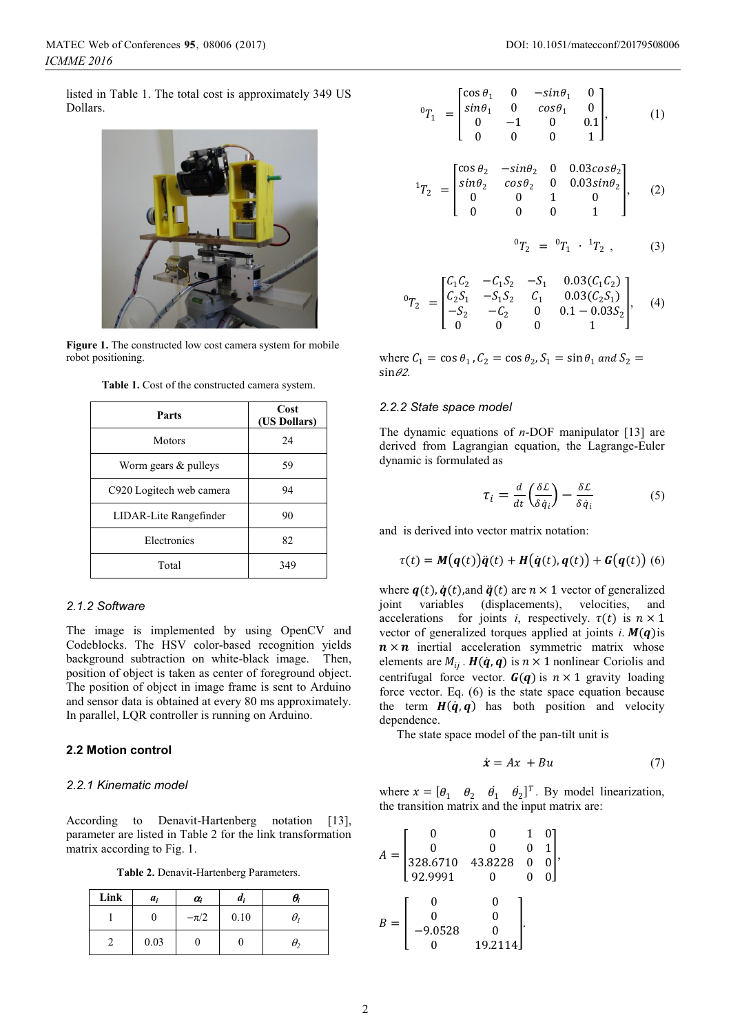listed in Table 1. The total cost is approximately 349 US Dollars.

Figure 1. The constructed low cost camera system for mobile robot positioning.

Table 1. Cost of the constructed camera system.

| Parts | Cost (US Dollars) |
|---|---|
| Motors | 24 |
| Worm gears & pulleys | 59 |
| C920 Logitech web camera | 94 |
| LIDAR-Lite Rangefinder | 90 |
| Electronics | 82 |
| Total | 349 |

### 2.1.2 Software

The image is implemented by using OpenCV and Codeblocks. The HSV color-based recognition yields background subtraction on white-black image. Then, position of object is taken as center of foreground object. The position of object in image frame is sent to Arduino and sensor data is obtained at every 80 ms approximately. In parallel, LQR controller is running on Arduino.

## 2.2 Motion control

### 2.2.1 Kinematic model

According to Denavit-Hartenberg notation [13], parameter are listed in Table 2 for the link transformation matrix according to Fig. 1.

Table 2. Denavit-Hartenberg Parameters.

| Link | $a_i$ | $\alpha_i$ | $d_i$ | $\theta_i$ |
|---|---|---|---|---|
| 1 | 0 | $-\pi/2$ | 0.10 | $\theta_1$ |
| 2 | 0.03 | 0 | 0 | $\theta_2$ |

$$
{}^0T_1 = \begin{bmatrix} \cos\theta_1 & 0 & -\sin\theta_1 & 0 \\ \sin\theta_1 & 0 & \cos\theta_1 & 0 \\ 0 & -1 & 0 & 0.1 \\ 0 & 0 & 0 & 1 \end{bmatrix}, \quad (1)
$$

$$
{}^1T_2 = \begin{bmatrix} \cos\theta_2 & -\sin\theta_2 & 0 & 0.03\cos\theta_2 \\ \sin\theta_2 & \cos\theta_2 & 0 & 0.03\sin\theta_2 \\ 0 & 0 & 1 & 0 \\ 0 & 0 & 0 & 1 \end{bmatrix}, \quad (2)
$$

$$
{}^0T_2 = {}^0T_1 \cdot {}^1T_2 , \quad (3)
$$

$$
{}^0T_2 = \begin{bmatrix} C_1C_2 & -C_1S_2 & -S_1 & 0.03(C_1C_2) \\ C_2S_1 & -S_1S_2 & C_1 & 0.03(C_2S_1) \\ -S_2 & -C_2 & 0 & 0.1-0.03S_2 \\ 0 & 0 & 0 & 1 \end{bmatrix}, \quad (4)
$$

where $C_1 = \cos\theta_1$, $C_2 = \cos\theta_2$, $S_1 = \sin\theta_1$ and $S_2 = \sin\theta 2$.

### 2.2.2 State space model

The dynamic equations of $n$-DOF manipulator [13] are derived from Lagrangian equation, the Lagrange-Euler dynamic is formulated as

$$
\tau_i = \frac{d}{dt}\left(\frac{\delta \mathcal{L}}{\delta \dot{q}_i}\right) - \frac{\delta \mathcal{L}}{\delta \dot{q}_i} \quad (5)
$$

and is derived into vector matrix notation:

$$
\tau(t) = \boldsymbol{M}(\boldsymbol{q}(t))\ddot{\boldsymbol{q}}(t) + \boldsymbol{H}(\dot{\boldsymbol{q}}(t), \boldsymbol{q}(t)) + \boldsymbol{G}(\boldsymbol{q}(t)) \quad (6)
$$

where $\boldsymbol{q}(t)$, $\dot{\boldsymbol{q}}(t)$, and $\ddot{\boldsymbol{q}}(t)$ are $n \times 1$ vector of generalized joint variables (displacements), velocities, and accelerations for joints $i$, respectively. $\tau(t)$ is $n \times 1$ vector of generalized torques applied at joints $i$. $\boldsymbol{M}(\boldsymbol{q})$ is $\boldsymbol{n} \times \boldsymbol{n}$ inertial acceleration symmetric matrix whose elements are $M_{ij}$. $\boldsymbol{H}(\dot{\boldsymbol{q}}, \boldsymbol{q})$ is $n \times 1$ nonlinear Coriolis and centrifugal force vector. $\boldsymbol{G}(\boldsymbol{q})$ is $n \times 1$ gravity loading force vector. Eq. (6) is the state space equation because the term $\boldsymbol{H}(\dot{\boldsymbol{q}}, \boldsymbol{q})$ has both position and velocity dependence.

The state space model of the pan-tilt unit is

$$
\dot{x} = Ax + Bu \quad (7)
$$

where $x = [\theta_1 \quad \theta_2 \quad \dot{\theta}_1 \quad \dot{\theta}_2]^T$. By model linearization, the transition matrix and the input matrix are:

$$
A = \begin{bmatrix} 0 & 0 & 1 & 0 \\ 0 & 0 & 0 & 1 \\ 328.6710 & 43.8228 & 0 & 0 \\ 92.9991 & 0 & 0 & 0 \end{bmatrix},
$$

$$
B = \begin{bmatrix} 0 & 0 \\ 0 & 0 \\ -9.0528 & 0 \\ 0 & 19.2114 \end{bmatrix}.
$$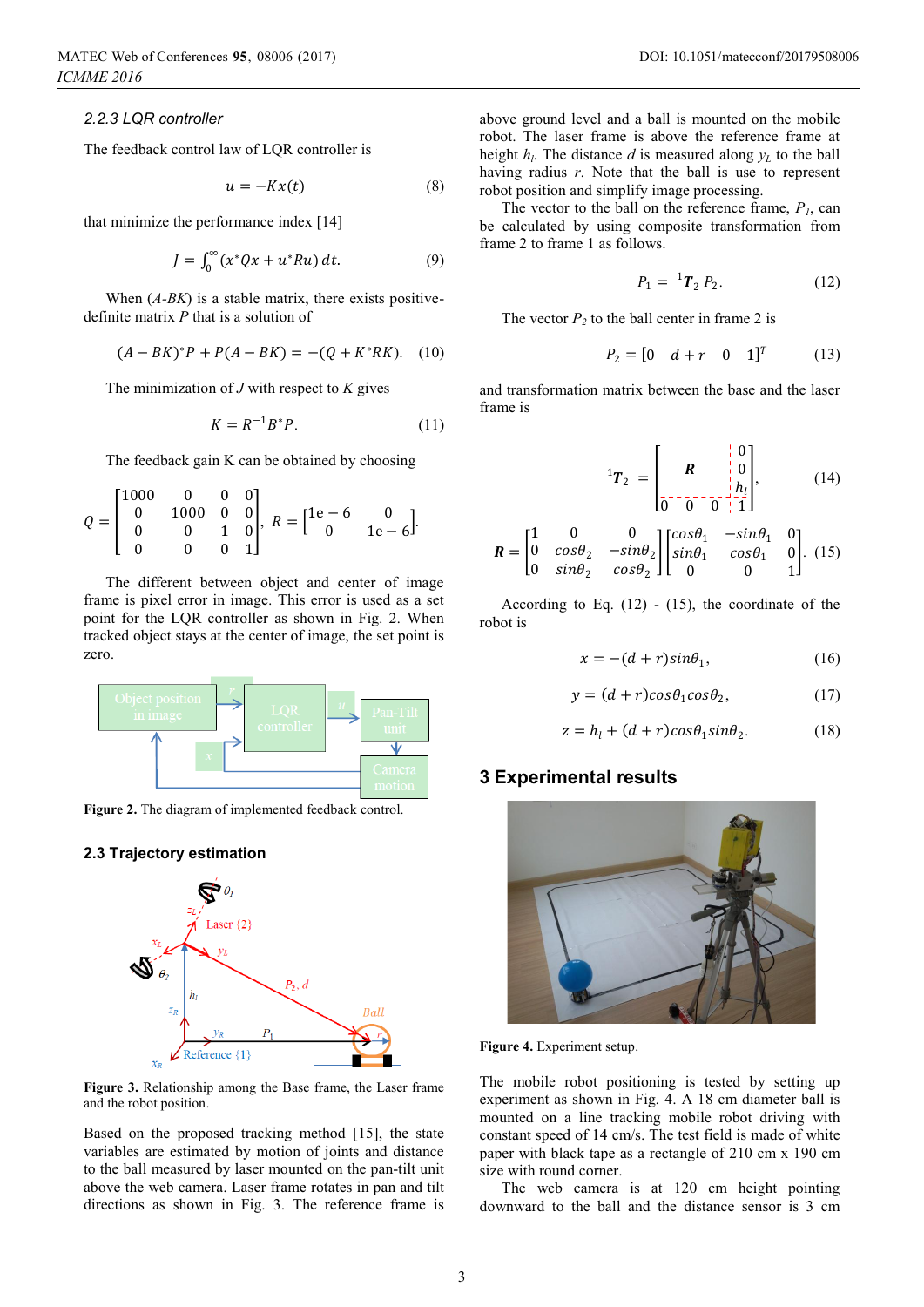### 2.2.3 LQR controller

The feedback control law of LQR controller is

$$u = -Kx(t) \quad (8)$$

that minimize the performance index [14]

$$J = \int_0^\infty (x^* Qx + u^* Ru)\, dt. \quad (9)$$

When ($A$-$BK$) is a stable matrix, there exists positive-definite matrix $P$ that is a solution of

$$(A - BK)^* P + P(A - BK) = -(Q + K^* RK). \quad (10)$$

The minimization of $J$ with respect to $K$ gives

$$K = R^{-1} B^* P. \quad (11)$$

The feedback gain K can be obtained by choosing

$$Q = \begin{bmatrix} 1000 & 0 & 0 & 0 \\ 0 & 1000 & 0 & 0 \\ 0 & 0 & 1 & 0 \\ 0 & 0 & 0 & 1 \end{bmatrix}, \; R = \begin{bmatrix} 1e-6 & 0 \\ 0 & 1e-6 \end{bmatrix}.$$

The different between object and center of image frame is pixel error in image. This error is used as a set point for the LQR controller as shown in Fig. 2. When tracked object stays at the center of image, the set point is zero.

**Figure 2.** The diagram of implemented feedback control.

## 2.3 Trajectory estimation

**Figure 3.** Relationship among the Base frame, the Laser frame and the robot position.

Based on the proposed tracking method [15], the state variables are estimated by motion of joints and distance to the ball measured by laser mounted on the pan-tilt unit above the web camera. Laser frame rotates in pan and tilt directions as shown in Fig. 3. The reference frame is above ground level and a ball is mounted on the mobile robot. The laser frame is above the reference frame at height $h_l$. The distance $d$ is measured along $y_L$ to the ball having radius $r$. Note that the ball is use to represent robot position and simplify image processing.

The vector to the ball on the reference frame, $P_1$, can be calculated by using composite transformation from frame 2 to frame 1 as follows.

$$P_1 = {}^1\boldsymbol{T}_2 \, P_2. \quad (12)$$

The vector $P_2$ to the ball center in frame 2 is

$$P_2 = [0 \quad d + r \quad 0 \quad 1]^T \quad (13)$$

and transformation matrix between the base and the laser frame is

$${}^1\boldsymbol{T}_2 = \begin{bmatrix} & \boldsymbol{R} & & 0 \\ & & & 0 \\ & & & h_l \\ 0 & 0 & 0 & 1 \end{bmatrix}, \quad (14)$$

$$\boldsymbol{R} = \begin{bmatrix} 1 & 0 & 0 \\ 0 & \cos\theta_2 & -\sin\theta_2 \\ 0 & \sin\theta_2 & \cos\theta_2 \end{bmatrix} \begin{bmatrix} \cos\theta_1 & -\sin\theta_1 & 0 \\ \sin\theta_1 & \cos\theta_1 & 0 \\ 0 & 0 & 1 \end{bmatrix}. \quad (15)$$

According to Eq. (12) - (15), the coordinate of the robot is

$$x = -(d + r)\sin\theta_1, \quad (16)$$

$$y = (d + r)\cos\theta_1 \cos\theta_2, \quad (17)$$

$$z = h_l + (d + r)\cos\theta_1 \sin\theta_2. \quad (18)$$

# 3 Experimental results

**Figure 4.** Experiment setup.

The mobile robot positioning is tested by setting up experiment as shown in Fig. 4. A 18 cm diameter ball is mounted on a line tracking mobile robot driving with constant speed of 14 cm/s. The test field is made of white paper with black tape as a rectangle of 210 cm x 190 cm size with round corner.

The web camera is at 120 cm height pointing downward to the ball and the distance sensor is 3 cm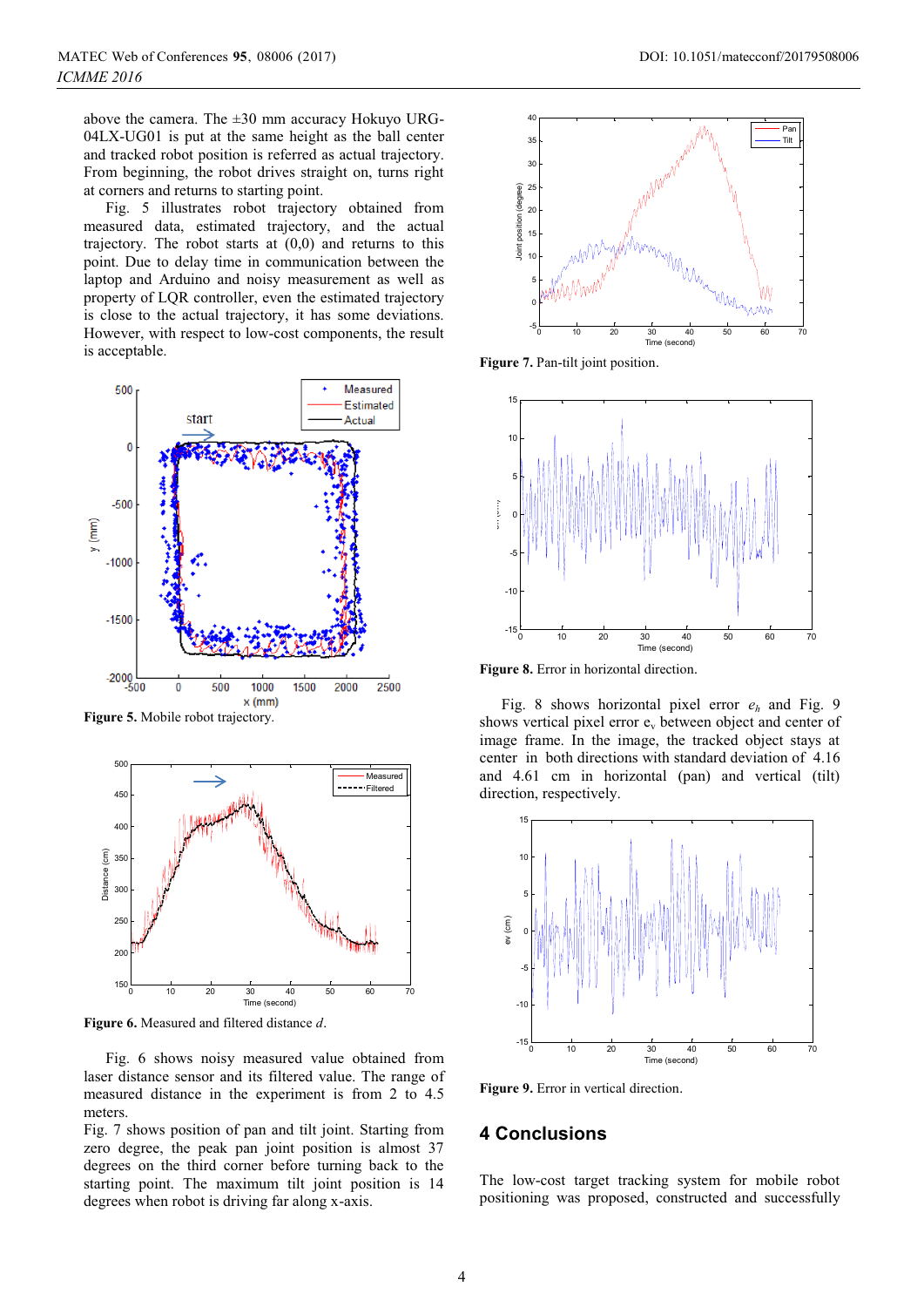above the camera. The ±30 mm accuracy Hokuyo URG-04LX-UG01 is put at the same height as the ball center and tracked robot position is referred as actual trajectory. From beginning, the robot drives straight on, turns right at corners and returns to starting point.

Fig. 5 illustrates robot trajectory obtained from measured data, estimated trajectory, and the actual trajectory. The robot starts at (0,0) and returns to this point. Due to delay time in communication between the laptop and Arduino and noisy measurement as well as property of LQR controller, even the estimated trajectory is close to the actual trajectory, it has some deviations. However, with respect to low-cost components, the result is acceptable.

**Figure 5.** Mobile robot trajectory.

**Figure 6.** Measured and filtered distance *d*.

Fig. 6 shows noisy measured value obtained from laser distance sensor and its filtered value. The range of measured distance in the experiment is from 2 to 4.5 meters.

Fig. 7 shows position of pan and tilt joint. Starting from zero degree, the peak pan joint position is almost 37 degrees on the third corner before turning back to the starting point. The maximum tilt joint position is 14 degrees when robot is driving far along x-axis.

**Figure 7.** Pan-tilt joint position.

**Figure 8.** Error in horizontal direction.

Fig. 8 shows horizontal pixel error $e_h$ and Fig. 9 shows vertical pixel error $e_v$ between object and center of image frame. In the image, the tracked object stays at center in both directions with standard deviation of 4.16 and 4.61 cm in horizontal (pan) and vertical (tilt) direction, respectively.

**Figure 9.** Error in vertical direction.

## 4 Conclusions

The low-cost target tracking system for mobile robot positioning was proposed, constructed and successfully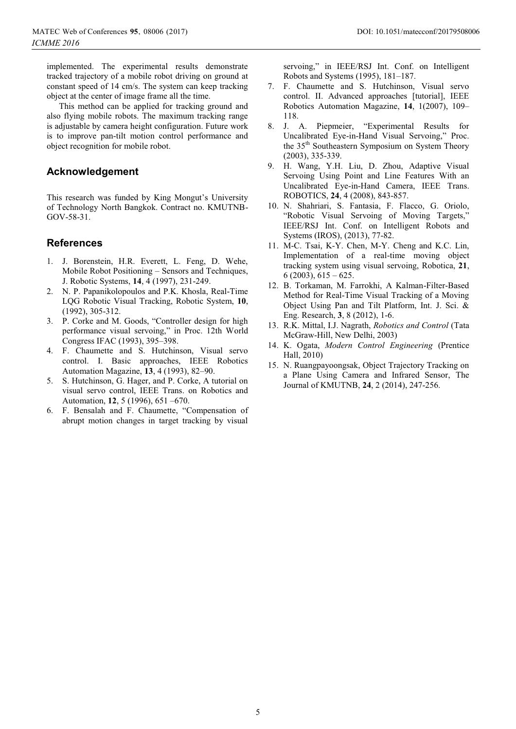implemented. The experimental results demonstrate tracked trajectory of a mobile robot driving on ground at constant speed of 14 cm/s. The system can keep tracking object at the center of image frame all the time.

This method can be applied for tracking ground and also flying mobile robots. The maximum tracking range is adjustable by camera height configuration. Future work is to improve pan-tilt motion control performance and object recognition for mobile robot.

## Acknowledgement

This research was funded by King Mongut's University of Technology North Bangkok. Contract no. KMUTNB-GOV-58-31.

## References

1. J. Borenstein, H.R. Everett, L. Feng, D. Wehe, Mobile Robot Positioning – Sensors and Techniques, J. Robotic Systems, **14**, 4 (1997), 231-249.
2. N. P. Papanikolopoulos and P.K. Khosla, Real-Time LQG Robotic Visual Tracking, Robotic System, **10**, (1992), 305-312.
3. P. Corke and M. Goods, "Controller design for high performance visual servoing," in Proc. 12th World Congress IFAC (1993), 395–398.
4. F. Chaumette and S. Hutchinson, Visual servo control. I. Basic approaches, IEEE Robotics Automation Magazine, **13**, 4 (1993), 82–90.
5. S. Hutchinson, G. Hager, and P. Corke, A tutorial on visual servo control, IEEE Trans. on Robotics and Automation, **12**, 5 (1996), 651 –670.
6. F. Bensalah and F. Chaumette, "Compensation of abrupt motion changes in target tracking by visual servoing," in IEEE/RSJ Int. Conf. on Intelligent Robots and Systems (1995), 181–187.
7. F. Chaumette and S. Hutchinson, Visual servo control. II. Advanced approaches [tutorial], IEEE Robotics Automation Magazine, **14**, 1(2007), 109–118.
8. J. A. Piepmeier, "Experimental Results for Uncalibrated Eye-in-Hand Visual Servoing," Proc. the 35th Southeastern Symposium on System Theory (2003), 335-339.
9. H. Wang, Y.H. Liu, D. Zhou, Adaptive Visual Servoing Using Point and Line Features With an Uncalibrated Eye-in-Hand Camera, IEEE Trans. ROBOTICS, **24**, 4 (2008), 843-857.
10. N. Shahriari, S. Fantasia, F. Flacco, G. Oriolo, "Robotic Visual Servoing of Moving Targets," IEEE/RSJ Int. Conf. on Intelligent Robots and Systems (IROS), (2013), 77-82.
11. M-C. Tsai, K-Y. Chen, M-Y. Cheng and K.C. Lin, Implementation of a real-time moving object tracking system using visual servoing, Robotica, **21**, 6 (2003), 615 – 625.
12. B. Torkaman, M. Farrokhi, A Kalman-Filter-Based Method for Real-Time Visual Tracking of a Moving Object Using Pan and Tilt Platform, Int. J. Sci. & Eng. Research, **3**, 8 (2012), 1-6.
13. R.K. Mittal, I.J. Nagrath, *Robotics and Control* (Tata McGraw-Hill, New Delhi, 2003)
14. K. Ogata, *Modern Control Engineering* (Prentice Hall, 2010)
15. N. Ruangpayoongsak, Object Trajectory Tracking on a Plane Using Camera and Infrared Sensor, The Journal of KMUTNB, **24**, 2 (2014), 247-256.